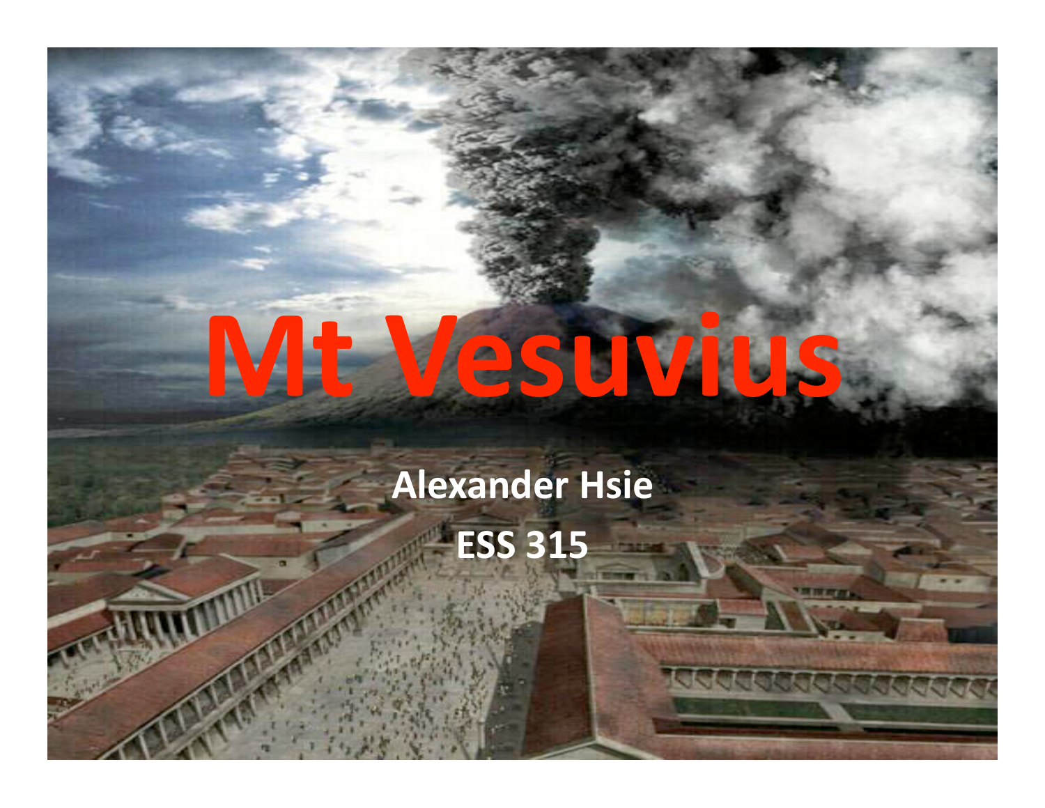# Mt Vesuvius

**Alexander Hsie**

**ESS 315**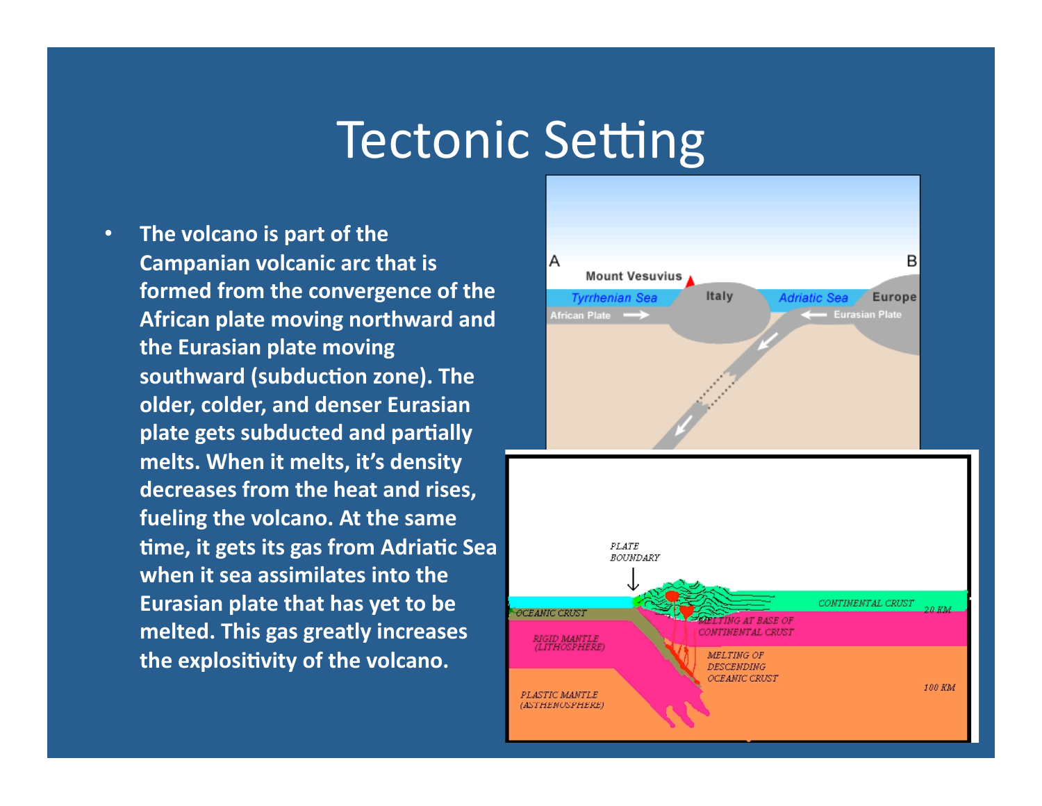# Tectonic Setting

- The volcano is part of the Campanian volcanic arc that is formed from the convergence of the African plate moving northward and the Eurasian plate moving southward (subduction zone). The older, colder, and denser Eurasian plate gets subducted and partially melts. When it melts, it's density decreases from the heat and rises, fueling the volcano. At the same time, it gets its gas from Adriatic Sea when it sea assimilates into the Eurasian plate that has yet to be melted. This gas greatly increases the explositivity of the volcano.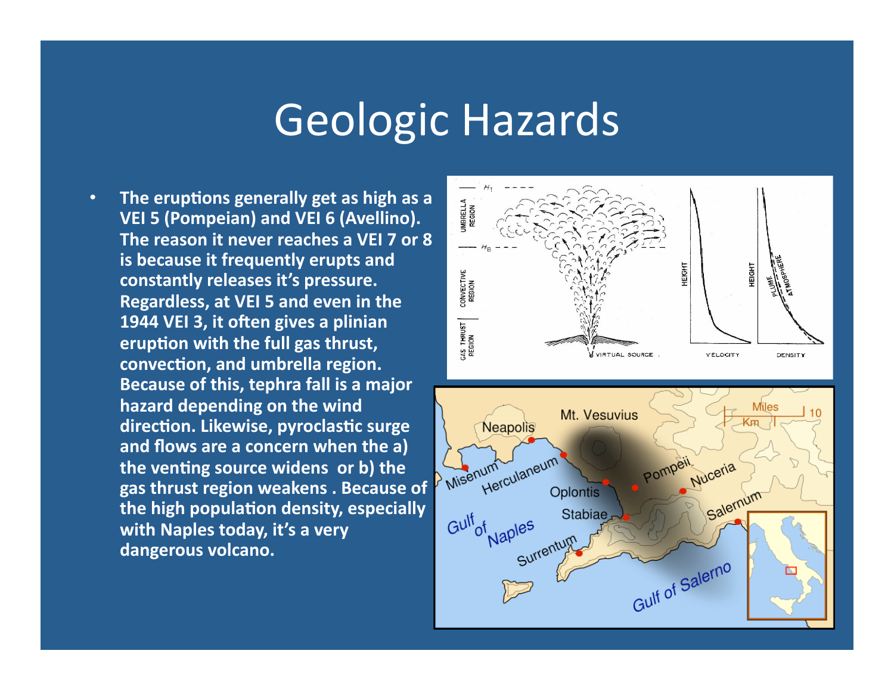# Geologic Hazards

- **The eruptions generally get as high as a VEI 5 (Pompeian) and VEI 6 (Avellino). The reason it never reaches a VEI 7 or 8 is because it frequently erupts and constantly releases it's pressure. Regardless, at VEI 5 and even in the 1944 VEI 3, it often gives a plinian eruption with the full gas thrust, convection, and umbrella region. Because of this, tephra fall is a major hazard depending on the wind direction. Likewise, pyroclastic surge and flows are a concern when the a) the venting source widens or b) the gas thrust region weakens . Because of the high population density, especially with Naples today, it's a very dangerous volcano.**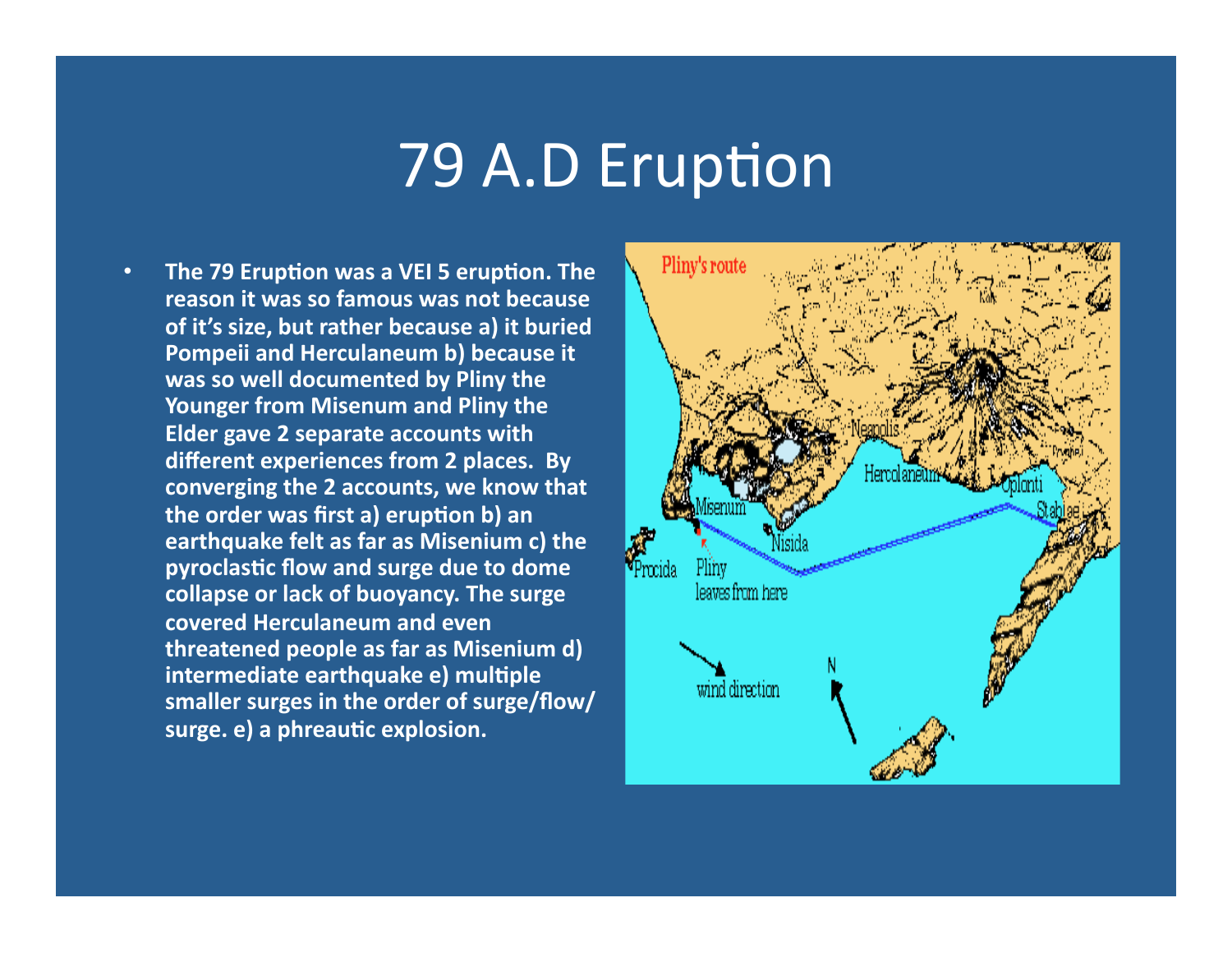# 79 A.D Eruption

- **The 79 Eruption was a VEI 5 eruption. The reason it was so famous was not because of it's size, but rather because a) it buried Pompeii and Herculaneum b) because it was so well documented by Pliny the Younger from Misenum and Pliny the Elder gave 2 separate accounts with different experiences from 2 places. By converging the 2 accounts, we know that the order was first a) eruption b) an earthquake felt as far as Misenium c) the pyroclastic flow and surge due to dome collapse or lack of buoyancy. The surge covered Herculaneum and even threatened people as far as Misenium d) intermediate earthquake e) multiple smaller surges in the order of surge/flow/ surge. e) a phreautic explosion.**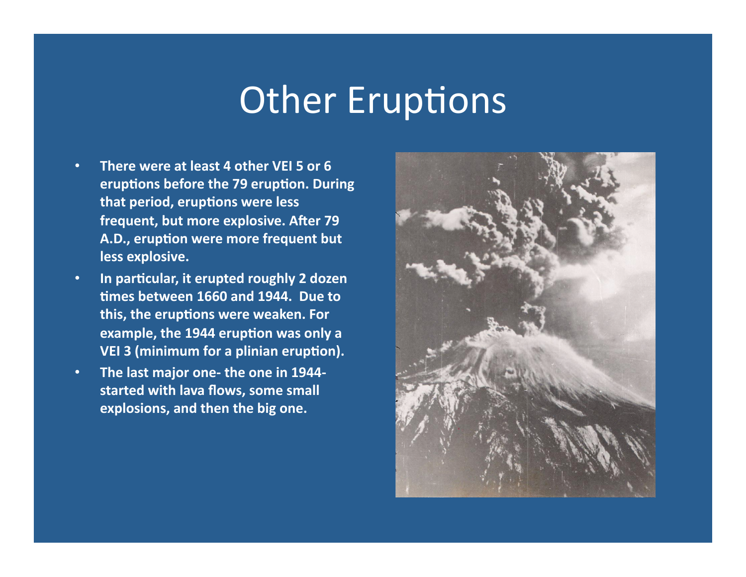# Other Eruptions

- **There were at least 4 other VEI 5 or 6 eruptions before the 79 eruption. During that period, eruptions were less frequent, but more explosive. After 79 A.D., eruption were more frequent but less explosive.**
- **In particular, it erupted roughly 2 dozen times between 1660 and 1944. Due to this, the eruptions were weaken. For example, the 1944 eruption was only a VEI 3 (minimum for a plinian eruption).**
- **The last major one- the one in 1944- started with lava flows, some small explosions, and then the big one.**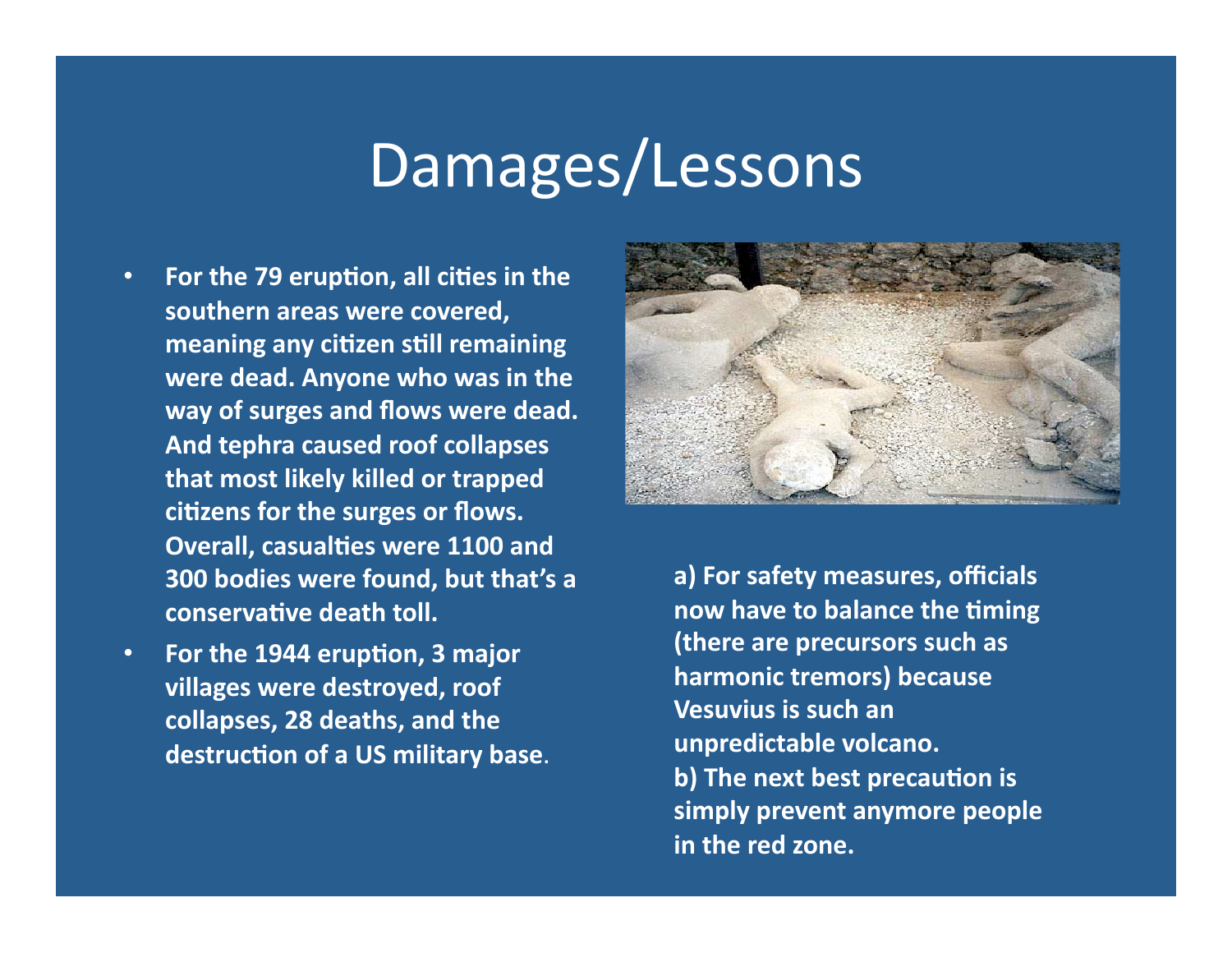# Damages/Lessons

- **For the 79 eruption, all cities in the southern areas were covered, meaning any citizen still remaining were dead. Anyone who was in the way of surges and flows were dead. And tephra caused roof collapses that most likely killed or trapped citizens for the surges or flows. Overall, casualties were 1100 and 300 bodies were found, but that's a conservative death toll.**
- **For the 1944 eruption, 3 major villages were destroyed, roof collapses, 28 deaths, and the destruction of a US military base**.

**a) For safety measures, officials now have to balance the timing (there are precursors such as harmonic tremors) because Vesuvius is such an unpredictable volcano.**
**b) The next best precaution is simply prevent anymore people in the red zone.**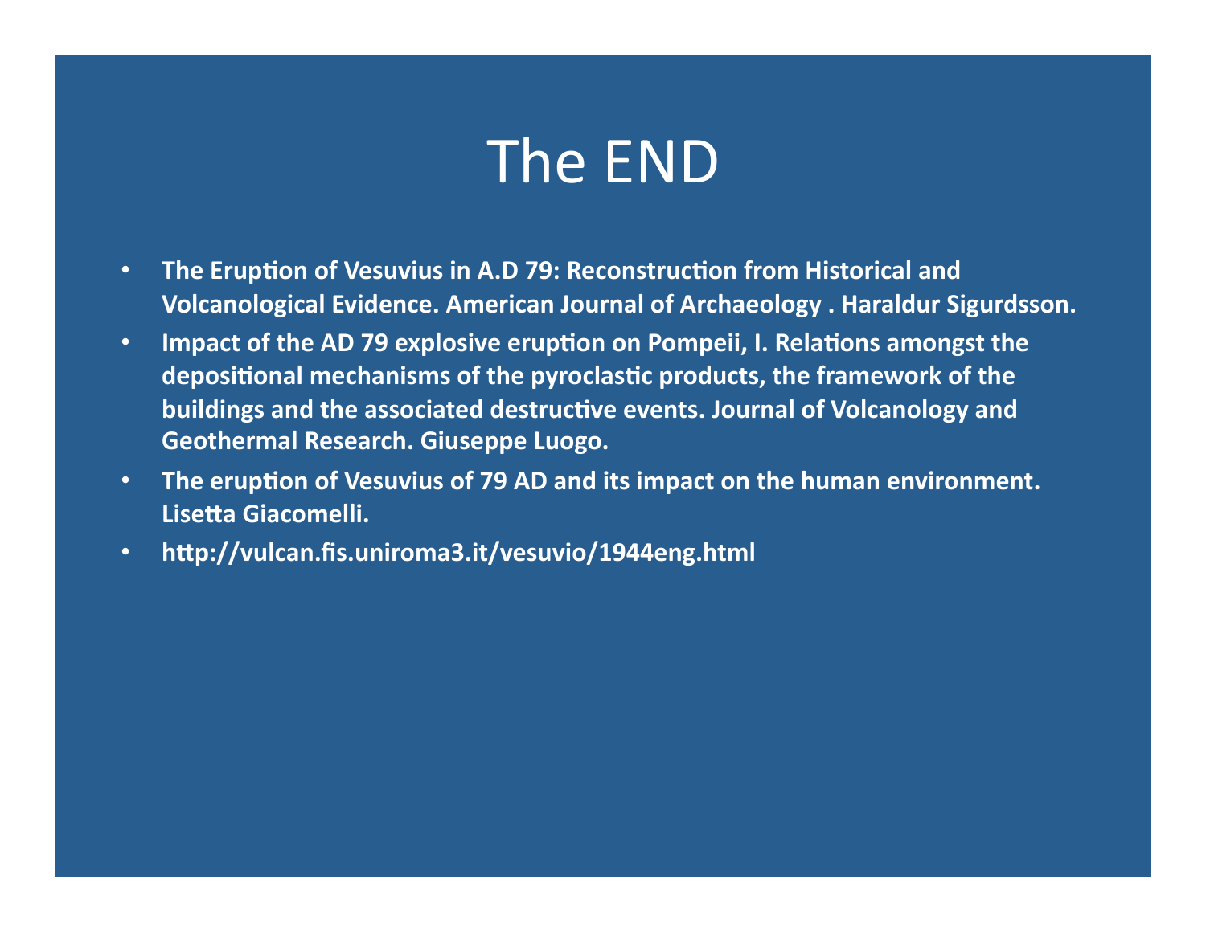# The END

- **The Eruption of Vesuvius in A.D 79: Reconstruction from Historical and Volcanological Evidence. American Journal of Archaeology . Haraldur Sigurdsson.**
- **Impact of the AD 79 explosive eruption on Pompeii, I. Relations amongst the depositional mechanisms of the pyroclastic products, the framework of the buildings and the associated destructive events. Journal of Volcanology and Geothermal Research. Giuseppe Luogo.**
- **The eruption of Vesuvius of 79 AD and its impact on the human environment. Lisetta Giacomelli.**
- **http://vulcan.fis.uniroma3.it/vesuvio/1944eng.html**